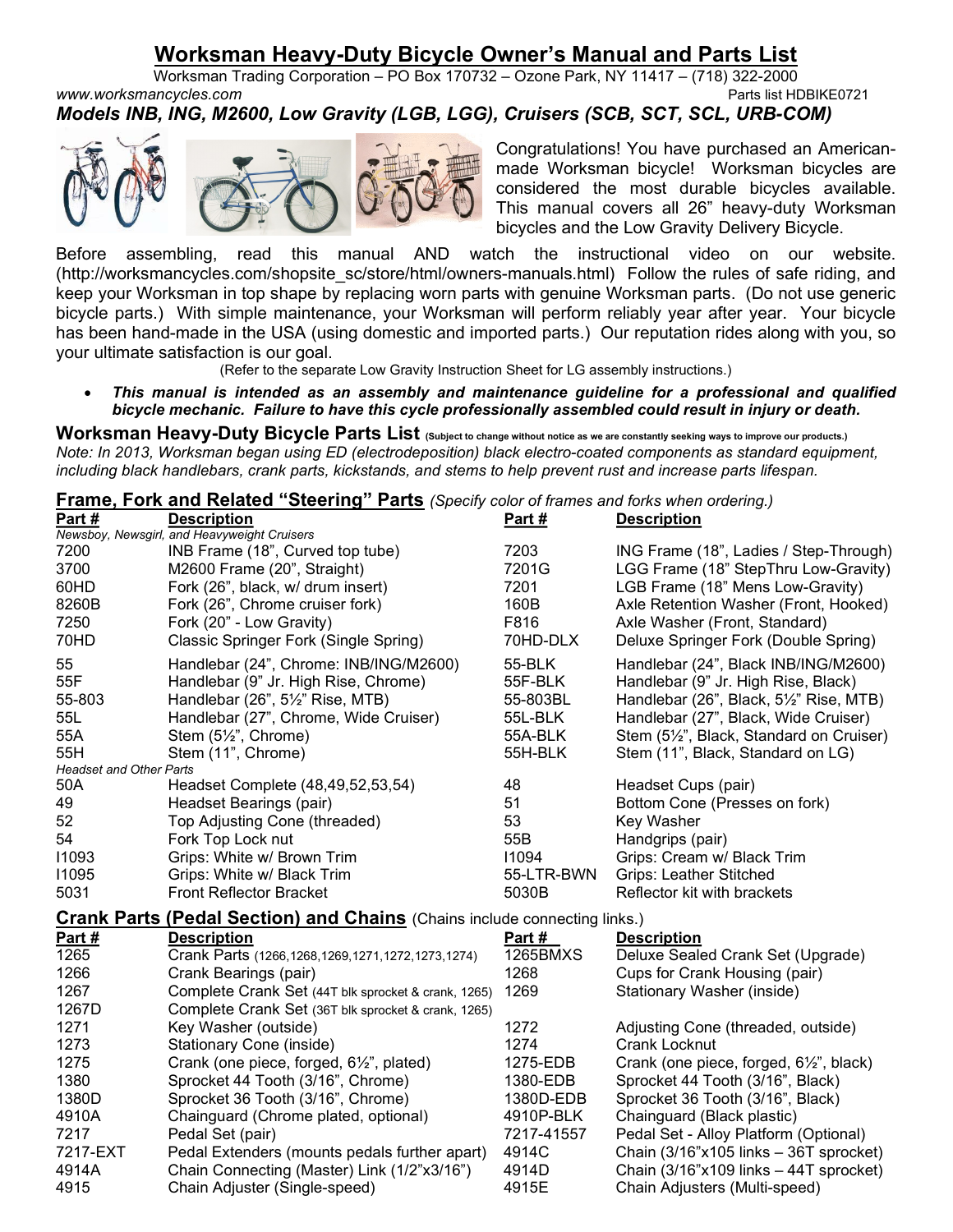# Worksman Heavy-Duty Bicycle Owner's Manual and Parts List

Worksman Trading Corporation – PO Box 170732 – Ozone Park, NY 11417 – (718) 322-2000

www.worksmancycles.com　　Parts list HDBIKE0721

***Models INB, ING, M2600, Low Gravity (LGB, LGG), Cruisers (SCB, SCT, SCL, URB-COM)***

Congratulations! You have purchased an American-made Worksman bicycle! Worksman bicycles are considered the most durable bicycles available. This manual covers all 26" heavy-duty Worksman bicycles and the Low Gravity Delivery Bicycle.

Before assembling, read this manual AND watch the instructional video on our website. (http://worksmancycles.com/shopsite_sc/store/html/owners-manuals.html) Follow the rules of safe riding, and keep your Worksman in top shape by replacing worn parts with genuine Worksman parts. (Do not use generic bicycle parts.) With simple maintenance, your Worksman will perform reliably year after year. Your bicycle has been hand-made in the USA (using domestic and imported parts.) Our reputation rides along with you, so your ultimate satisfaction is our goal.

(Refer to the separate Low Gravity Instruction Sheet for LG assembly instructions.)

- ***This manual is intended as an assembly and maintenance guideline for a professional and qualified bicycle mechanic. Failure to have this cycle professionally assembled could result in injury or death.***

## Worksman Heavy-Duty Bicycle Parts List (Subject to change without notice as we are constantly seeking ways to improve our products.)

*Note: In 2013, Worksman began using ED (electrodeposition) black electro-coated components as standard equipment, including black handlebars, crank parts, kickstands, and stems to help prevent rust and increase parts lifespan.*

### Frame, Fork and Related "Steering" Parts *(Specify color of frames and forks when ordering.)*

| Part # | Description | Part # | Description |
|---|---|---|---|
| *Newsboy, Newsgirl, and Heavyweight Cruisers* | | | |
| 7200 | INB Frame (18", Curved top tube) | 7203 | ING Frame (18", Ladies / Step-Through) |
| 3700 | M2600 Frame (20", Straight) | 7201G | LGG Frame (18" StepThru Low-Gravity) |
| 60HD | Fork (26", black, w/ drum insert) | 7201 | LGB Frame (18" Mens Low-Gravity) |
| 8260B | Fork (26", Chrome cruiser fork) | 160B | Axle Retention Washer (Front, Hooked) |
| 7250 | Fork (20" - Low Gravity) | F816 | Axle Washer (Front, Standard) |
| 70HD | Classic Springer Fork (Single Spring) | 70HD-DLX | Deluxe Springer Fork (Double Spring) |
| 55 | Handlebar (24", Chrome: INB/ING/M2600) | 55-BLK | Handlebar (24", Black INB/ING/M2600) |
| 55F | Handlebar (9" Jr. High Rise, Chrome) | 55F-BLK | Handlebar (9" Jr. High Rise, Black) |
| 55-803 | Handlebar (26", 5½" Rise, MTB) | 55-803BL | Handlebar (26", Black, 5½" Rise, MTB) |
| 55L | Handlebar (27", Chrome, Wide Cruiser) | 55L-BLK | Handlebar (27", Black, Wide Cruiser) |
| 55A | Stem (5½", Chrome) | 55A-BLK | Stem (5½", Black, Standard on Cruiser) |
| 55H | Stem (11", Chrome) | 55H-BLK | Stem (11", Black, Standard on LG) |
| *Headset and Other Parts* | | | |
| 50A | Headset Complete (48,49,52,53,54) | 48 | Headset Cups (pair) |
| 49 | Headset Bearings (pair) | 51 | Bottom Cone (Presses on fork) |
| 52 | Top Adjusting Cone (threaded) | 53 | Key Washer |
| 54 | Fork Top Lock nut | 55B | Handgrips (pair) |
| I1093 | Grips: White w/ Brown Trim | I1094 | Grips: Cream w/ Black Trim |
| I1095 | Grips: White w/ Black Trim | 55-LTR-BWN | Grips: Leather Stitched |
| 5031 | Front Reflector Bracket | 5030B | Reflector kit with brackets |

### Crank Parts (Pedal Section) and Chains (Chains include connecting links.)

| Part # | Description | Part # | Description |
|---|---|---|---|
| 1265 | Crank Parts (1266,1268,1269,1271,1272,1273,1274) | 1265BMXS | Deluxe Sealed Crank Set (Upgrade) |
| 1266 | Crank Bearings (pair) | 1268 | Cups for Crank Housing (pair) |
| 1267 | Complete Crank Set (44T blk sprocket & crank, 1265) | 1269 | Stationary Washer (inside) |
| 1267D | Complete Crank Set (36T blk sprocket & crank, 1265) | | |
| 1271 | Key Washer (outside) | 1272 | Adjusting Cone (threaded, outside) |
| 1273 | Stationary Cone (inside) | 1274 | Crank Locknut |
| 1275 | Crank (one piece, forged, 6½", plated) | 1275-EDB | Crank (one piece, forged, 6½", black) |
| 1380 | Sprocket 44 Tooth (3/16", Chrome) | 1380-EDB | Sprocket 44 Tooth (3/16", Black) |
| 1380D | Sprocket 36 Tooth (3/16", Chrome) | 1380D-EDB | Sprocket 36 Tooth (3/16", Black) |
| 4910A | Chainguard (Chrome plated, optional) | 4910P-BLK | Chainguard (Black plastic) |
| 7217 | Pedal Set (pair) | 7217-41557 | Pedal Set - Alloy Platform (Optional) |
| 7217-EXT | Pedal Extenders (mounts pedals further apart) | 4914C | Chain (3/16"x105 links – 36T sprocket) |
| 4914A | Chain Connecting (Master) Link (1/2"x3/16") | 4914D | Chain (3/16"x109 links – 44T sprocket) |
| 4915 | Chain Adjuster (Single-speed) | 4915E | Chain Adjusters (Multi-speed) |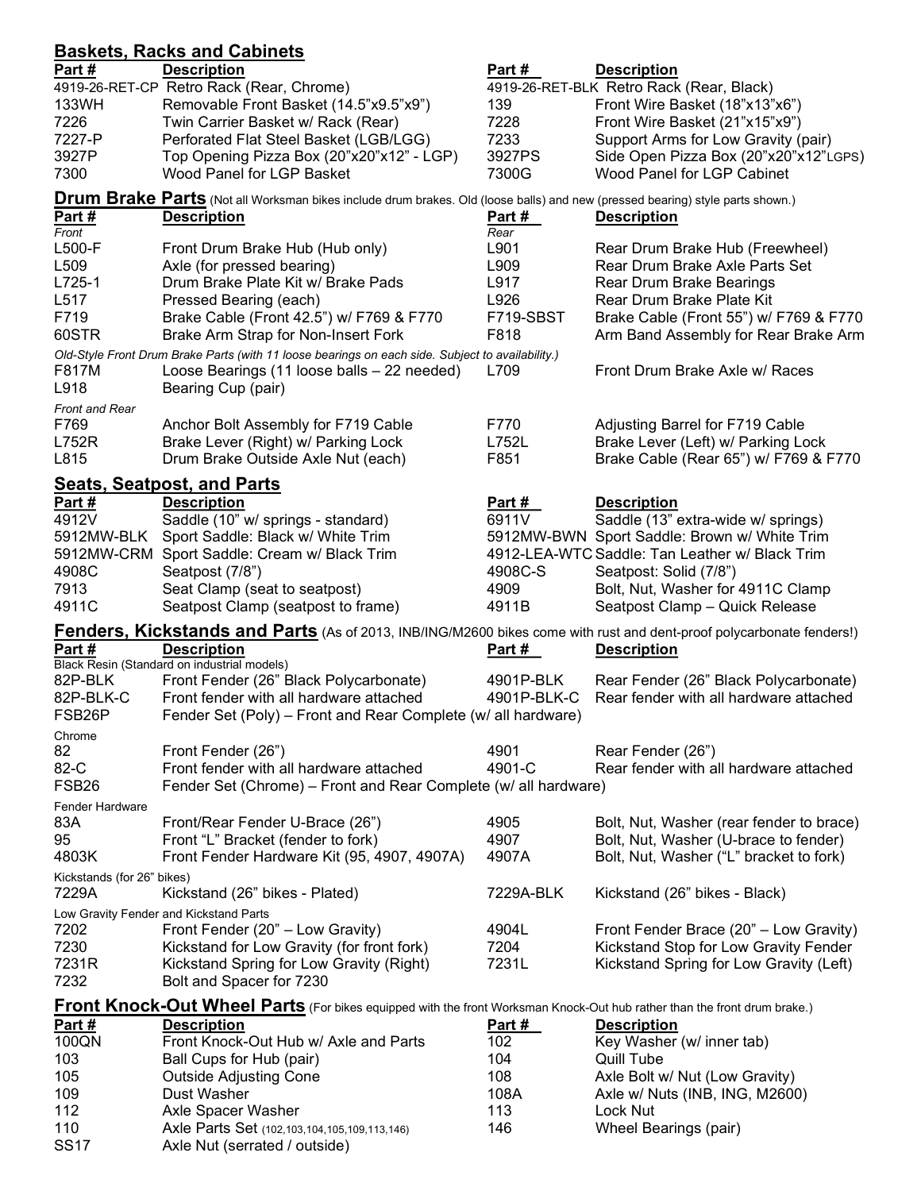## Baskets, Racks and Cabinets

| Part # | Description | Part # | Description |
|---|---|---|---|
| 4919-26-RET-CP | Retro Rack (Rear, Chrome) | 4919-26-RET-BLK | Retro Rack (Rear, Black) |
| 133WH | Removable Front Basket (14.5"x9.5"x9") | 139 | Front Wire Basket (18"x13"x6") |
| 7226 | Twin Carrier Basket w/ Rack (Rear) | 7228 | Front Wire Basket (21"x15"x9") |
| 7227-P | Perforated Flat Steel Basket (LGB/LGG) | 7233 | Support Arms for Low Gravity (pair) |
| 3927P | Top Opening Pizza Box (20"x20"x12" - LGP) | 3927PS | Side Open Pizza Box (20"x20"x12"LGPS) |
| 7300 | Wood Panel for LGP Basket | 7300G | Wood Panel for LGP Cabinet |

## Drum Brake Parts

(Not all Worksman bikes include drum brakes. Old (loose balls) and new (pressed bearing) style parts shown.)

| Part # | Description | Part # | Description |
|---|---|---|---|
| *Front* | | *Rear* | |
| L500-F | Front Drum Brake Hub (Hub only) | L901 | Rear Drum Brake Hub (Freewheel) |
| L509 | Axle (for pressed bearing) | L909 | Rear Drum Brake Axle Parts Set |
| L725-1 | Drum Brake Plate Kit w/ Brake Pads | L917 | Rear Drum Brake Bearings |
| L517 | Pressed Bearing (each) | L926 | Rear Drum Brake Plate Kit |
| F719 | Brake Cable (Front 42.5") w/ F769 & F770 | F719-SBST | Brake Cable (Front 55") w/ F769 & F770 |
| 60STR | Brake Arm Strap for Non-Insert Fork | F818 | Arm Band Assembly for Rear Brake Arm |
| *Old-Style Front Drum Brake Parts (with 11 loose bearings on each side. Subject to availability.)* | | | |
| F817M | Loose Bearings (11 loose balls – 22 needed) | L709 | Front Drum Brake Axle w/ Races |
| L918 | Bearing Cup (pair) | | |
| *Front and Rear* | | | |
| F769 | Anchor Bolt Assembly for F719 Cable | F770 | Adjusting Barrel for F719 Cable |
| L752R | Brake Lever (Right) w/ Parking Lock | L752L | Brake Lever (Left) w/ Parking Lock |
| L815 | Drum Brake Outside Axle Nut (each) | F851 | Brake Cable (Rear 65") w/ F769 & F770 |

## Seats, Seatpost, and Parts

| Part # | Description | Part # | Description |
|---|---|---|---|
| 4912V | Saddle (10" w/ springs - standard) | 6911V | Saddle (13" extra-wide w/ springs) |
| 5912MW-BLK | Sport Saddle: Black w/ White Trim | 5912MW-BWN | Sport Saddle: Brown w/ White Trim |
| 5912MW-CRM | Sport Saddle: Cream w/ Black Trim | 4912-LEA-WTC | Saddle: Tan Leather w/ Black Trim |
| 4908C | Seatpost (7/8") | 4908C-S | Seatpost: Solid (7/8") |
| 7913 | Seat Clamp (seat to seatpost) | 4909 | Bolt, Nut, Washer for 4911C Clamp |
| 4911C | Seatpost Clamp (seatpost to frame) | 4911B | Seatpost Clamp – Quick Release |

## Fenders, Kickstands and Parts

(As of 2013, INB/ING/M2600 bikes come with rust and dent-proof polycarbonate fenders!)

| Part # | Description | Part # | Description |
|---|---|---|---|
| Black Resin (Standard on industrial models) | | | |
| 82P-BLK | Front Fender (26" Black Polycarbonate) | 4901P-BLK | Rear Fender (26" Black Polycarbonate) |
| 82P-BLK-C | Front fender with all hardware attached | 4901P-BLK-C | Rear fender with all hardware attached |
| FSB26P | Fender Set (Poly) – Front and Rear Complete (w/ all hardware) | | |
| Chrome | | | |
| 82 | Front Fender (26") | 4901 | Rear Fender (26") |
| 82-C | Front fender with all hardware attached | 4901-C | Rear fender with all hardware attached |
| FSB26 | Fender Set (Chrome) – Front and Rear Complete (w/ all hardware) | | |
| Fender Hardware | | | |
| 83A | Front/Rear Fender U-Brace (26") | 4905 | Bolt, Nut, Washer (rear fender to brace) |
| 95 | Front "L" Bracket (fender to fork) | 4907 | Bolt, Nut, Washer (U-brace to fender) |
| 4803K | Front Fender Hardware Kit (95, 4907, 4907A) | 4907A | Bolt, Nut, Washer ("L" bracket to fork) |
| Kickstands (for 26" bikes) | | | |
| 7229A | Kickstand (26" bikes - Plated) | 7229A-BLK | Kickstand (26" bikes - Black) |
| Low Gravity Fender and Kickstand Parts | | | |
| 7202 | Front Fender (20" – Low Gravity) | 4904L | Front Fender Brace (20" – Low Gravity) |
| 7230 | Kickstand for Low Gravity (for front fork) | 7204 | Kickstand Stop for Low Gravity Fender |
| 7231R | Kickstand Spring for Low Gravity (Right) | 7231L | Kickstand Spring for Low Gravity (Left) |
| 7232 | Bolt and Spacer for 7230 | | |

## Front Knock-Out Wheel Parts

(For bikes equipped with the front Worksman Knock-Out hub rather than the front drum brake.)

| Part # | Description | Part # | Description |
|---|---|---|---|
| 100QN | Front Knock-Out Hub w/ Axle and Parts | 102 | Key Washer (w/ inner tab) |
| 103 | Ball Cups for Hub (pair) | 104 | Quill Tube |
| 105 | Outside Adjusting Cone | 108 | Axle Bolt w/ Nut (Low Gravity) |
| 109 | Dust Washer | 108A | Axle w/ Nuts (INB, ING, M2600) |
| 112 | Axle Spacer Washer | 113 | Lock Nut |
| 110 | Axle Parts Set (102,103,104,105,109,113,146) | 146 | Wheel Bearings (pair) |
| SS17 | Axle Nut (serrated / outside) | | |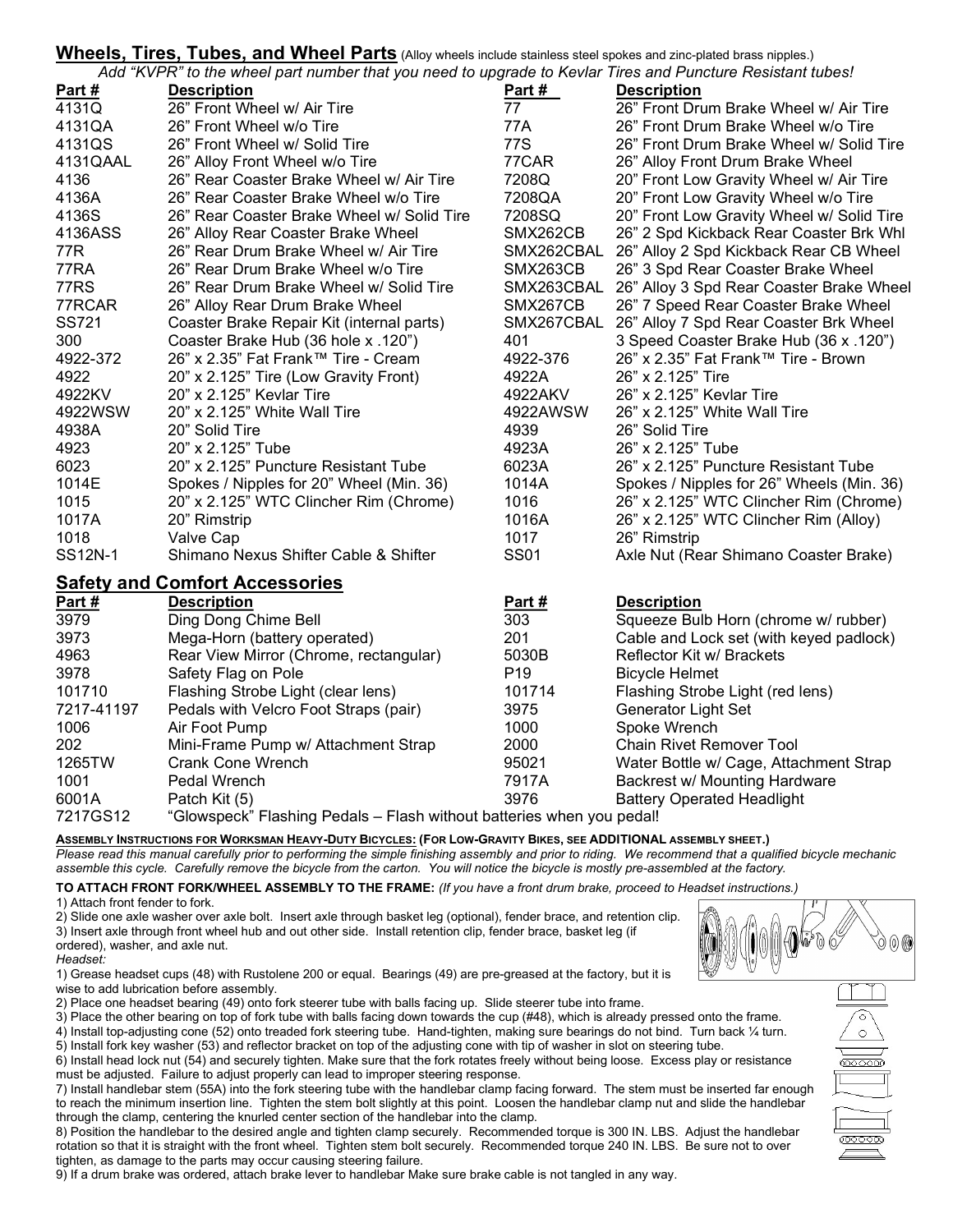## Wheels, Tires, Tubes, and Wheel Parts (Alloy wheels include stainless steel spokes and zinc-plated brass nipples.)

*Add "KVPR" to the wheel part number that you need to upgrade to Kevlar Tires and Puncture Resistant tubes!*

| Part # | Description | Part # | Description |
|---|---|---|---|
| 4131Q | 26" Front Wheel w/ Air Tire | 77 | 26" Front Drum Brake Wheel w/ Air Tire |
| 4131QA | 26" Front Wheel w/o Tire | 77A | 26" Front Drum Brake Wheel w/o Tire |
| 4131QS | 26" Front Wheel w/ Solid Tire | 77S | 26" Front Drum Brake Wheel w/ Solid Tire |
| 4131QAAL | 26" Alloy Front Wheel w/o Tire | 77CAR | 26" Alloy Front Drum Brake Wheel |
| 4136 | 26" Rear Coaster Brake Wheel w/ Air Tire | 7208Q | 20" Front Low Gravity Wheel w/ Air Tire |
| 4136A | 26" Rear Coaster Brake Wheel w/o Tire | 7208QA | 20" Front Low Gravity Wheel w/o Tire |
| 4136S | 26" Rear Coaster Brake Wheel w/ Solid Tire | 7208SQ | 20" Front Low Gravity Wheel w/ Solid Tire |
| 4136ASS | 26" Alloy Rear Coaster Brake Wheel | SMX262CB | 26" 2 Spd Kickback Rear Coaster Brk Whl |
| 77R | 26" Rear Drum Brake Wheel w/ Air Tire | SMX262CBAL | 26" Alloy 2 Spd Kickback Rear CB Wheel |
| 77RA | 26" Rear Drum Brake Wheel w/o Tire | SMX263CB | 26" 3 Spd Rear Coaster Brake Wheel |
| 77RS | 26" Rear Drum Brake Wheel w/ Solid Tire | SMX263CBAL | 26" Alloy 3 Spd Rear Coaster Brake Wheel |
| 77RCAR | 26" Alloy Rear Drum Brake Wheel | SMX267CB | 26" 7 Speed Rear Coaster Brake Wheel |
| SS721 | Coaster Brake Repair Kit (internal parts) | SMX267CBAL | 26" Alloy 7 Spd Rear Coaster Brk Wheel |
| 300 | Coaster Brake Hub (36 hole x .120") | 401 | 3 Speed Coaster Brake Hub (36 x .120") |
| 4922-372 | 26" x 2.35" Fat Frank™ Tire - Cream | 4922-376 | 26" x 2.35" Fat Frank™ Tire - Brown |
| 4922 | 20" x 2.125" Tire (Low Gravity Front) | 4922A | 26" x 2.125" Tire |
| 4922KV | 20" x 2.125" Kevlar Tire | 4922AKV | 26" x 2.125" Kevlar Tire |
| 4922WSW | 20" x 2.125" White Wall Tire | 4922AWSW | 26" x 2.125" White Wall Tire |
| 4938A | 20" Solid Tire | 4939 | 26" Solid Tire |
| 4923 | 20" x 2.125" Tube | 4923A | 26" x 2.125" Tube |
| 6023 | 20" x 2.125" Puncture Resistant Tube | 6023A | 26" x 2.125" Puncture Resistant Tube |
| 1014E | Spokes / Nipples for 20" Wheel (Min. 36) | 1014A | Spokes / Nipples for 26" Wheels (Min. 36) |
| 1015 | 20" x 2.125" WTC Clincher Rim (Chrome) | 1016 | 26" x 2.125" WTC Clincher Rim (Chrome) |
| 1017A | 20" Rimstrip | 1016A | 26" x 2.125" WTC Clincher Rim (Alloy) |
| 1018 | Valve Cap | 1017 | 26" Rimstrip |
| SS12N-1 | Shimano Nexus Shifter Cable & Shifter | SS01 | Axle Nut (Rear Shimano Coaster Brake) |

## Safety and Comfort Accessories

| Part # | Description | Part # | Description |
|---|---|---|---|
| 3979 | Ding Dong Chime Bell | 303 | Squeeze Bulb Horn (chrome w/ rubber) |
| 3973 | Mega-Horn (battery operated) | 201 | Cable and Lock set (with keyed padlock) |
| 4963 | Rear View Mirror (Chrome, rectangular) | 5030B | Reflector Kit w/ Brackets |
| 3978 | Safety Flag on Pole | P19 | Bicycle Helmet |
| 101710 | Flashing Strobe Light (clear lens) | 101714 | Flashing Strobe Light (red lens) |
| 7217-41197 | Pedals with Velcro Foot Straps (pair) | 3975 | Generator Light Set |
| 1006 | Air Foot Pump | 1000 | Spoke Wrench |
| 202 | Mini-Frame Pump w/ Attachment Strap | 2000 | Chain Rivet Remover Tool |
| 1265TW | Crank Cone Wrench | 95021 | Water Bottle w/ Cage, Attachment Strap |
| 1001 | Pedal Wrench | 7917A | Backrest w/ Mounting Hardware |
| 6001A | Patch Kit (5) | 3976 | Battery Operated Headlight |
| 7217GS12 | "Glowspeck" Flashing Pedals – Flash without batteries when you pedal! | | |

**ASSEMBLY INSTRUCTIONS FOR WORKSMAN HEAVY-DUTY BICYCLES: (FOR LOW-GRAVITY BIKES, SEE ADDITIONAL ASSEMBLY SHEET.)**

*Please read this manual carefully prior to performing the simple finishing assembly and prior to riding. We recommend that a qualified bicycle mechanic assemble this cycle. Carefully remove the bicycle from the carton. You will notice the bicycle is mostly pre-assembled at the factory.*

**TO ATTACH FRONT FORK/WHEEL ASSEMBLY TO THE FRAME:** *(If you have a front drum brake, proceed to Headset instructions.)*

1) Attach front fender to fork.
2) Slide one axle washer over axle bolt. Insert axle through basket leg (optional), fender brace, and retention clip.
3) Insert axle through front wheel hub and out other side. Install retention clip, fender brace, basket leg (if ordered), washer, and axle nut.

*Headset:*

1) Grease headset cups (48) with Rustolene 200 or equal. Bearings (49) are pre-greased at the factory, but it is wise to add lubrication before assembly.
2) Place one headset bearing (49) onto fork steerer tube with balls facing up. Slide steerer tube into frame.
3) Place the other bearing on top of fork tube with balls facing down towards the cup (#48), which is already pressed onto the frame.
4) Install top-adjusting cone (52) onto treaded fork steering tube. Hand-tighten, making sure bearings do not bind. Turn back ¼ turn.
5) Install fork key washer (53) and reflector bracket on top of the adjusting cone with tip of washer in slot on steering tube.
6) Install head lock nut (54) and securely tighten. Make sure that the fork rotates freely without being loose. Excess play or resistance must be adjusted. Failure to adjust properly can lead to improper steering response.
7) Install handlebar stem (55A) into the fork steering tube with the handlebar clamp facing forward. The stem must be inserted far enough to reach the minimum insertion line. Tighten the stem bolt slightly at this point. Loosen the handlebar clamp nut and slide the handlebar through the clamp, centering the knurled center section of the handlebar into the clamp.
8) Position the handlebar to the desired angle and tighten clamp securely. Recommended torque is 300 IN. LBS. Adjust the handlebar rotation so that it is straight with the front wheel. Tighten stem bolt securely. Recommended torque 240 IN. LBS. Be sure not to over tighten, as damage to the parts may occur causing steering failure.
9) If a drum brake was ordered, attach brake lever to handlebar Make sure brake cable is not tangled in any way.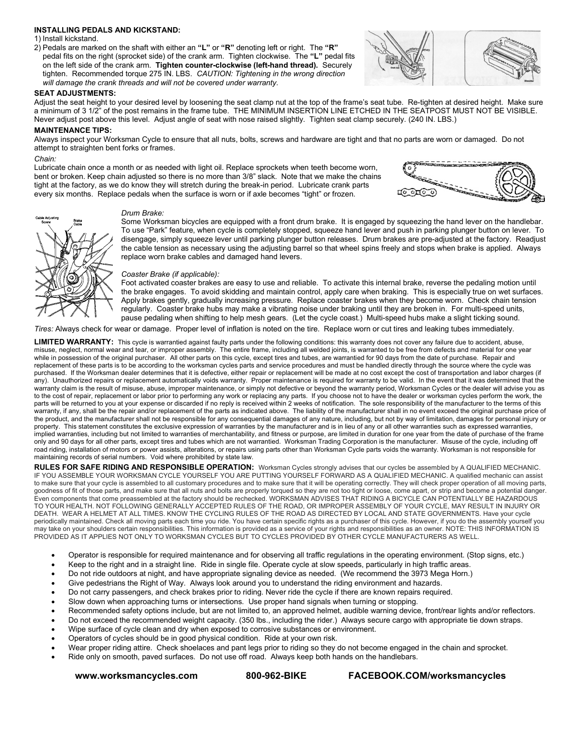**INSTALLING PEDALS AND KICKSTAND:**

1) Install kickstand.
2) Pedals are marked on the shaft with either an **"L"** or **"R"** denoting left or right. The **"R"** pedal fits on the right (sprocket side) of the crank arm. Tighten clockwise. The **"L"** pedal fits on the left side of the crank arm. **Tighten counter-clockwise (left-hand thread).** Securely tighten. Recommended torque 275 IN. LBS. *CAUTION: Tightening in the wrong direction will damage the crank threads and will not be covered under warranty.*

**SEAT ADJUSTMENTS:**

Adjust the seat height to your desired level by loosening the seat clamp nut at the top of the frame's seat tube. Re-tighten at desired height. Make sure a minimum of 3 1/2" of the post remains in the frame tube. THE MINIMUM INSERTION LINE ETCHED IN THE SEATPOST MUST NOT BE VISIBLE. Never adjust post above this level. Adjust angle of seat with nose raised slightly. Tighten seat clamp securely. (240 IN. LBS.)

**MAINTENANCE TIPS:**

Always inspect your Worksman Cycle to ensure that all nuts, bolts, screws and hardware are tight and that no parts are worn or damaged. Do not attempt to straighten bent forks or frames.

*Chain:*

Lubricate chain once a month or as needed with light oil. Replace sprockets when teeth become worn, bent or broken. Keep chain adjusted so there is no more than 3/8" slack. Note that we make the chains tight at the factory, as we do know they will stretch during the break-in period. Lubricate crank parts every six months. Replace pedals when the surface is worn or if axle becomes "tight" or frozen.

*Drum Brake:*

Some Worksman bicycles are equipped with a front drum brake. It is engaged by squeezing the hand lever on the handlebar. To use "Park" feature, when cycle is completely stopped, squeeze hand lever and push in parking plunger button on lever. To disengage, simply squeeze lever until parking plunger button releases. Drum brakes are pre-adjusted at the factory. Readjust the cable tension as necessary using the adjusting barrel so that wheel spins freely and stops when brake is applied. Always replace worn brake cables and damaged hand levers.

*Coaster Brake (if applicable):*

Foot activated coaster brakes are easy to use and reliable. To activate this internal brake, reverse the pedaling motion until the brake engages. To avoid skidding and maintain control, apply care when braking. This is especially true on wet surfaces. Apply brakes gently, gradually increasing pressure. Replace coaster brakes when they become worn. Check chain tension regularly. Coaster brake hubs may make a vibrating noise under braking until they are broken in. For multi-speed units, pause pedaling when shifting to help mesh gears. (Let the cycle coast.) Multi-speed hubs make a slight ticking sound.

*Tires:* Always check for wear or damage. Proper level of inflation is noted on the tire. Replace worn or cut tires and leaking tubes immediately.

**LIMITED WARRANTY:** This cycle is warrantied against faulty parts under the following conditions: this warranty does not cover any failure due to accident, abuse, misuse, neglect, normal wear and tear, or improper assembly. The entire frame, including all welded joints, is warranted to be free from defects and material for one year while in possession of the original purchaser. All other parts on this cycle, except tires and tubes, are warrantied for 90 days from the date of purchase. Repair and replacement of these parts is to be according to the worksman cycles parts and service procedures and must be handled directly through the source where the cycle was purchased. If the Worksman dealer determines that it is defective, either repair or replacement will be made at no cost except the cost of transportation and labor charges (if any). Unauthorized repairs or replacement automatically voids warranty. Proper maintenance is required for warranty to be valid. In the event that it was determined that the warranty claim is the result of misuse, abuse, improper maintenance, or simply not defective or beyond the warranty period, Worksman Cycles or the dealer will advise you as to the cost of repair, replacement or labor prior to performing any work or replacing any parts. If you choose not to have the dealer or worksman cycles perform the work, the parts will be returned to you at your expense or discarded if no reply is received within 2 weeks of notification. The sole responsibility of the manufacturer to the terms of this warranty, if any, shall be the repair and/or replacement of the parts as indicated above. The liability of the manufacturer shall in no event exceed the original purchase price of the product, and the manufacturer shall not be responsible for any consequential damages of any nature, including, but not by way of limitation, damages for personal injury or property. This statement constitutes the exclusive expression of warranties by the manufacturer and is in lieu of any or all other warranties such as expressed warranties, implied warranties, including but not limited to warranties of merchantability, and fitness or purpose, are limited in duration for one year from the date of purchase of the frame only and 90 days for all other parts, except tires and tubes which are not warrantied. Worksman Trading Corporation is the manufacturer. Misuse of the cycle, including off road riding, installation of motors or power assists, alterations, or repairs using parts other than Worksman Cycle parts voids the warranty. Worksman is not responsible for maintaining records of serial numbers. Void where prohibited by state law.

**RULES FOR SAFE RIDING AND RESPONSIBLE OPERATION:** Worksman Cycles strongly advises that our cycles be assembled by A QUALIFIED MECHANIC. IF YOU ASSEMBLE YOUR WORKSMAN CYCLE YOURSELF YOU ARE PUTTING YOURSELF FORWARD AS A QUALIFIED MECHANIC. A qualified mechanic can assist to make sure that your cycle is assembled to all customary procedures and to make sure that it will be operating correctly. They will check proper operation of all moving parts, goodness of fit of those parts, and make sure that all nuts and bolts are properly torqued so they are not too tight or loose, come apart, or strip and become a potential danger. Even components that come preassembled at the factory should be rechecked. WORKSMAN ADVISES THAT RIDING A BICYCLE CAN POTENTIALLY BE HAZARDOUS TO YOUR HEALTH. NOT FOLLOWING GENERALLY ACCEPTED RULES OF THE ROAD, OR IMPROPER ASSEMBLY OF YOUR CYCLE, MAY RESULT IN INJURY OR DEATH. WEAR A HELMET AT ALL TIMES. KNOW THE CYCLING RULES OF THE ROAD AS DIRECTED BY LOCAL AND STATE GOVERNMENTS. Have your cycle periodically maintained. Check all moving parts each time you ride. You have certain specific rights as a purchaser of this cycle. However, if you do the assembly yourself you may take on your shoulders certain responsibilities. This information is provided as a service of your rights and responsibilities as an owner. NOTE: THIS INFORMATION IS PROVIDED AS IT APPLIES NOT ONLY TO WORKSMAN CYCLES BUT TO CYCLES PROVIDED BY OTHER CYCLE MANUFACTURERS AS WELL.

- Operator is responsible for required maintenance and for observing all traffic regulations in the operating environment. (Stop signs, etc.)
- Keep to the right and in a straight line. Ride in single file. Operate cycle at slow speeds, particularly in high traffic areas.
- Do not ride outdoors at night, and have appropriate signaling device as needed. (We recommend the 3973 Mega Horn.)
- Give pedestrians the Right of Way. Always look around you to understand the riding environment and hazards.
- Do not carry passengers, and check brakes prior to riding. Never ride the cycle if there are known repairs required.
- Slow down when approaching turns or intersections. Use proper hand signals when turning or stopping.
- Recommended safety options include, but are not limited to, an approved helmet, audible warning device, front/rear lights and/or reflectors.
- Do not exceed the recommended weight capacity. (350 lbs., including the rider.) Always secure cargo with appropriate tie down straps.
- Wipe surface of cycle clean and dry when exposed to corrosive substances or environment.
- Operators of cycles should be in good physical condition. Ride at your own risk.
- Wear proper riding attire. Check shoelaces and pant legs prior to riding so they do not become engaged in the chain and sprocket.
- Ride only on smooth, paved surfaces. Do not use off road. Always keep both hands on the handlebars.

**www.worksmancycles.com        800-962-BIKE        FACEBOOK.COM/worksmancycles**